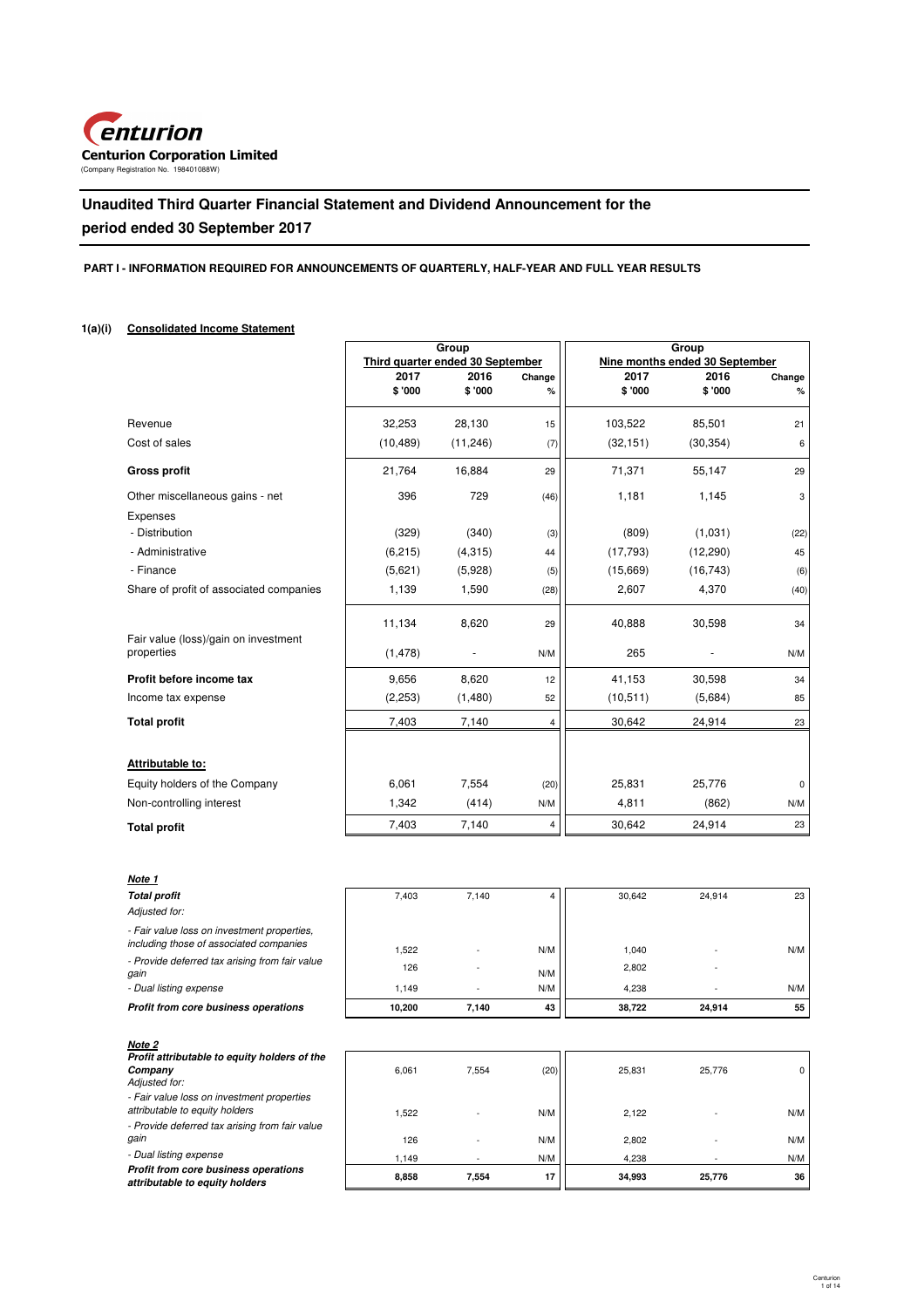**Centurion Corporation Limited**
(Company Registration No. 198401088W)

# Unaudited Third Quarter Financial Statement and Dividend Announcement for the period ended 30 September 2017

## PART I - INFORMATION REQUIRED FOR ANNOUNCEMENTS OF QUARTERLY, HALF-YEAR AND FULL YEAR RESULTS

### 1(a)(i) Consolidated Income Statement

| | Group | | | Group | | |
|---|---|---|---|---|---|---|
| | Third quarter ended 30 September | | | Nine months ended 30 September | | |
| | 2017<br>$ '000 | 2016<br>$ '000 | Change<br>% | 2017<br>$ '000 | 2016<br>$ '000 | Change<br>% |
| Revenue | 32,253 | 28,130 | 15 | 103,522 | 85,501 | 21 |
| Cost of sales | (10,489) | (11,246) | (7) | (32,151) | (30,354) | 6 |
| **Gross profit** | 21,764 | 16,884 | 29 | 71,371 | 55,147 | 29 |
| Other miscellaneous gains - net | 396 | 729 | (46) | 1,181 | 1,145 | 3 |
| Expenses | | | | | | |
| - Distribution | (329) | (340) | (3) | (809) | (1,031) | (22) |
| - Administrative | (6,215) | (4,315) | 44 | (17,793) | (12,290) | 45 |
| - Finance | (5,621) | (5,928) | (5) | (15,669) | (16,743) | (6) |
| Share of profit of associated companies | 1,139 | 1,590 | (28) | 2,607 | 4,370 | (40) |
| | 11,134 | 8,620 | 29 | 40,888 | 30,598 | 34 |
| Fair value (loss)/gain on investment properties | (1,478) | - | N/M | 265 | - | N/M |
| **Profit before income tax** | 9,656 | 8,620 | 12 | 41,153 | 30,598 | 34 |
| Income tax expense | (2,253) | (1,480) | 52 | (10,511) | (5,684) | 85 |
| **Total profit** | 7,403 | 7,140 | 4 | 30,642 | 24,914 | 23 |
| **Attributable to:** | | | | | | |
| Equity holders of the Company | 6,061 | 7,554 | (20) | 25,831 | 25,776 | 0 |
| Non-controlling interest | 1,342 | (414) | N/M | 4,811 | (862) | N/M |
| **Total profit** | 7,403 | 7,140 | 4 | 30,642 | 24,914 | 23 |

***Note 1***

| | | | | | | |
|---|---|---|---|---|---|---|
| ***Total profit*** | 7,403 | 7,140 | 4 | 30,642 | 24,914 | 23 |
| *Adjusted for:* | | | | | | |
| *- Fair value loss on investment properties, including those of associated companies* | 1,522 | - | N/M | 1,040 | - | N/M |
| *- Provide deferred tax arising from fair value gain* | 126 | - | N/M | 2,802 | - | |
| *- Dual listing expense* | 1,149 | - | N/M | 4,238 | - | N/M |
| ***Profit from core business operations*** | **10,200** | **7,140** | **43** | **38,722** | **24,914** | **55** |

***Note 2***

| | | | | | | |
|---|---|---|---|---|---|---|
| ***Profit attributable to equity holders of the Company*** | 6,061 | 7,554 | (20) | 25,831 | 25,776 | 0 |
| *Adjusted for:* | | | | | | |
| *- Fair value loss on investment properties attributable to equity holders* | 1,522 | - | N/M | 2,122 | - | N/M |
| *- Provide deferred tax arising from fair value gain* | 126 | - | N/M | 2,802 | - | N/M |
| *- Dual listing expense* | 1,149 | - | N/M | 4,238 | - | N/M |
| ***Profit from core business operations attributable to equity holders*** | **8,858** | **7,554** | **17** | **34,993** | **25,776** | **36** |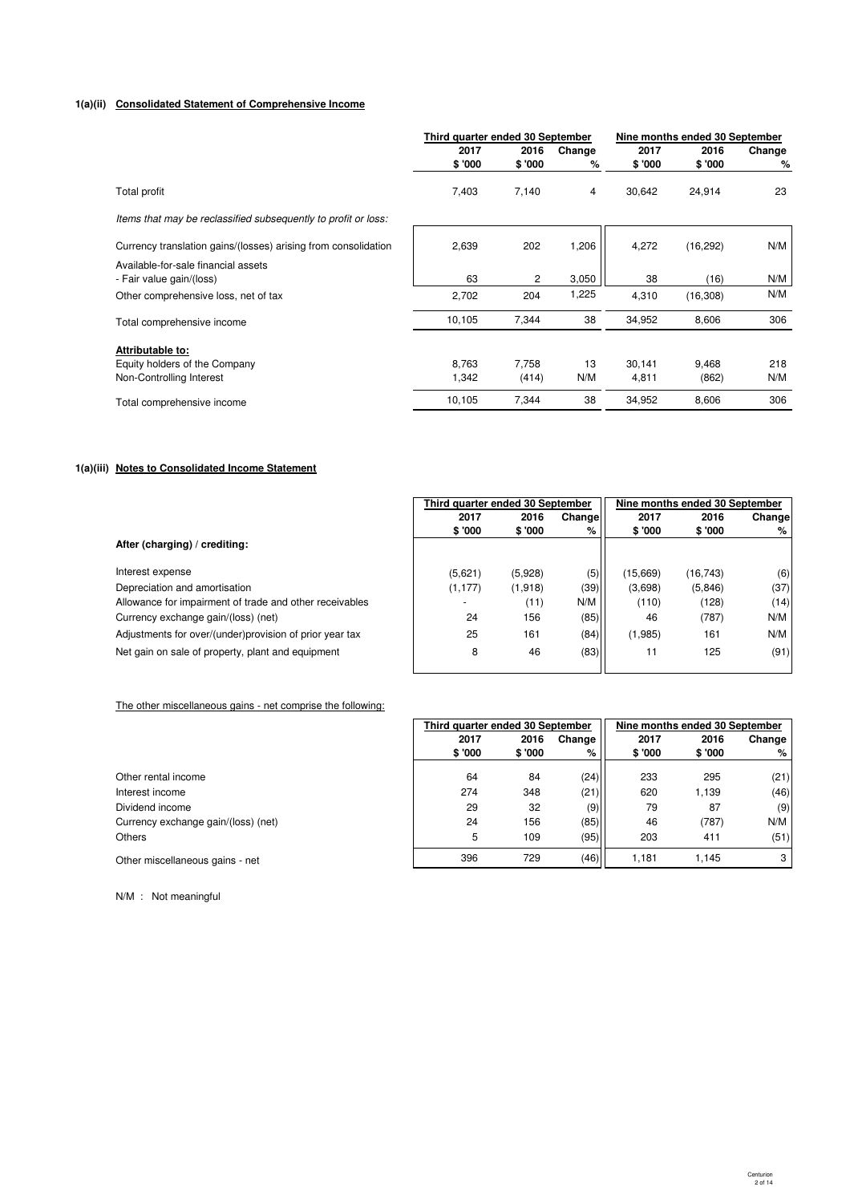### 1(a)(ii) Consolidated Statement of Comprehensive Income

| | Third quarter ended 30 September | | | Nine months ended 30 September | | |
|---|---|---|---|---|---|---|
| | 2017 | 2016 | Change | 2017 | 2016 | Change |
| | $ '000 | $ '000 | % | $ '000 | $ '000 | % |
| Total profit | 7,403 | 7,140 | 4 | 30,642 | 24,914 | 23 |
| *Items that may be reclassified subsequently to profit or loss:* | | | | | | |
| Currency translation gains/(losses) arising from consolidation | 2,639 | 202 | 1,206 | 4,272 | (16,292) | N/M |
| Available-for-sale financial assets - Fair value gain/(loss) | 63 | 2 | 3,050 | 38 | (16) | N/M |
| Other comprehensive loss, net of tax | 2,702 | 204 | 1,225 | 4,310 | (16,308) | N/M |
| Total comprehensive income | 10,105 | 7,344 | 38 | 34,952 | 8,606 | 306 |
| **Attributable to:** | | | | | | |
| Equity holders of the Company | 8,763 | 7,758 | 13 | 30,141 | 9,468 | 218 |
| Non-Controlling Interest | 1,342 | (414) | N/M | 4,811 | (862) | N/M |
| Total comprehensive income | 10,105 | 7,344 | 38 | 34,952 | 8,606 | 306 |

### 1(a)(iii) Notes to Consolidated Income Statement

| | Third quarter ended 30 September | | | Nine months ended 30 September | | |
|---|---|---|---|---|---|---|
| | 2017 | 2016 | Change | 2017 | 2016 | Change |
| | $ '000 | $ '000 | % | $ '000 | $ '000 | % |
| **After (charging) / crediting:** | | | | | | |
| Interest expense | (5,621) | (5,928) | (5) | (15,669) | (16,743) | (6) |
| Depreciation and amortisation | (1,177) | (1,918) | (39) | (3,698) | (5,846) | (37) |
| Allowance for impairment of trade and other receivables | - | (11) | N/M | (110) | (128) | (14) |
| Currency exchange gain/(loss) (net) | 24 | 156 | (85) | 46 | (787) | N/M |
| Adjustments for over/(under)provision of prior year tax | 25 | 161 | (84) | (1,985) | 161 | N/M |
| Net gain on sale of property, plant and equipment | 8 | 46 | (83) | 11 | 125 | (91) |

The other miscellaneous gains - net comprise the following:

| | Third quarter ended 30 September | | | Nine months ended 30 September | | |
|---|---|---|---|---|---|---|
| | 2017 | 2016 | Change | 2017 | 2016 | Change |
| | $ '000 | $ '000 | % | $ '000 | $ '000 | % |
| Other rental income | 64 | 84 | (24) | 233 | 295 | (21) |
| Interest income | 274 | 348 | (21) | 620 | 1,139 | (46) |
| Dividend income | 29 | 32 | (9) | 79 | 87 | (9) |
| Currency exchange gain/(loss) (net) | 24 | 156 | (85) | 46 | (787) | N/M |
| Others | 5 | 109 | (95) | 203 | 411 | (51) |
| Other miscellaneous gains - net | 396 | 729 | (46) | 1,181 | 1,145 | 3 |

N/M : Not meaningful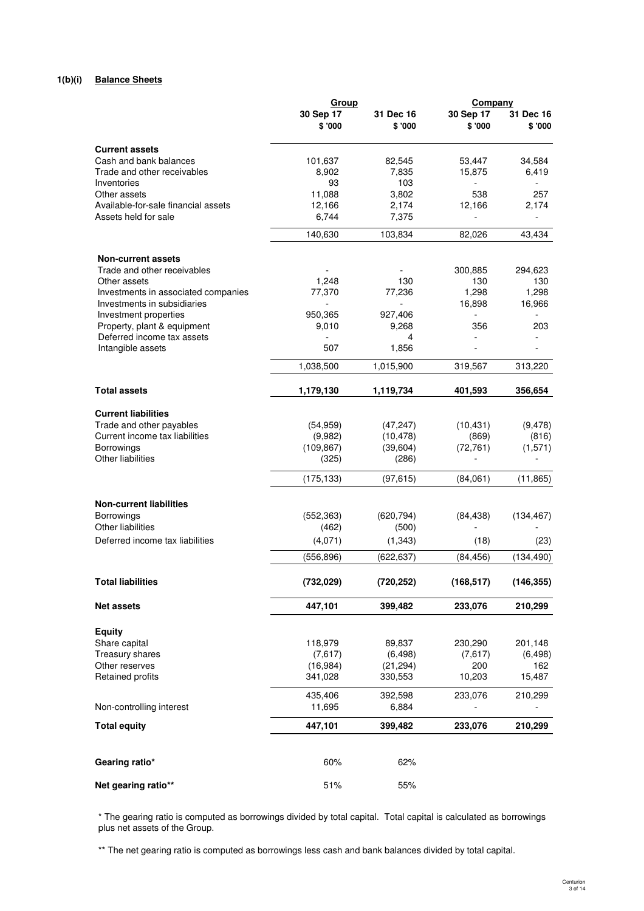### 1(b)(i) Balance Sheets

| | Group | | Company | |
|---|---|---|---|---|
| | 30 Sep 17 | 31 Dec 16 | 30 Sep 17 | 31 Dec 16 |
| | $ '000 | $ '000 | $ '000 | $ '000 |
| **Current assets** | | | | |
| Cash and bank balances | 101,637 | 82,545 | 53,447 | 34,584 |
| Trade and other receivables | 8,902 | 7,835 | 15,875 | 6,419 |
| Inventories | 93 | 103 | - | - |
| Other assets | 11,088 | 3,802 | 538 | 257 |
| Available-for-sale financial assets | 12,166 | 2,174 | 12,166 | 2,174 |
| Assets held for sale | 6,744 | 7,375 | - | - |
| | 140,630 | 103,834 | 82,026 | 43,434 |
| **Non-current assets** | | | | |
| Trade and other receivables | - | - | 300,885 | 294,623 |
| Other assets | 1,248 | 130 | 130 | 130 |
| Investments in associated companies | 77,370 | 77,236 | 1,298 | 1,298 |
| Investments in subsidiaries | - | - | 16,898 | 16,966 |
| Investment properties | 950,365 | 927,406 | - | - |
| Property, plant & equipment | 9,010 | 9,268 | 356 | 203 |
| Deferred income tax assets | - | 4 | - | - |
| Intangible assets | 507 | 1,856 | - | - |
| | 1,038,500 | 1,015,900 | 319,567 | 313,220 |
| **Total assets** | **1,179,130** | **1,119,734** | **401,593** | **356,654** |
| **Current liabilities** | | | | |
| Trade and other payables | (54,959) | (47,247) | (10,431) | (9,478) |
| Current income tax liabilities | (9,982) | (10,478) | (869) | (816) |
| Borrowings | (109,867) | (39,604) | (72,761) | (1,571) |
| Other liabilities | (325) | (286) | - | - |
| | (175,133) | (97,615) | (84,061) | (11,865) |
| **Non-current liabilities** | | | | |
| Borrowings | (552,363) | (620,794) | (84,438) | (134,467) |
| Other liabilities | (462) | (500) | - | - |
| Deferred income tax liabilities | (4,071) | (1,343) | (18) | (23) |
| | (556,896) | (622,637) | (84,456) | (134,490) |
| **Total liabilities** | **(732,029)** | **(720,252)** | **(168,517)** | **(146,355)** |
| **Net assets** | **447,101** | **399,482** | **233,076** | **210,299** |
| **Equity** | | | | |
| Share capital | 118,979 | 89,837 | 230,290 | 201,148 |
| Treasury shares | (7,617) | (6,498) | (7,617) | (6,498) |
| Other reserves | (16,984) | (21,294) | 200 | 162 |
| Retained profits | 341,028 | 330,553 | 10,203 | 15,487 |
| | 435,406 | 392,598 | 233,076 | 210,299 |
| Non-controlling interest | 11,695 | 6,884 | - | - |
| **Total equity** | **447,101** | **399,482** | **233,076** | **210,299** |
| **Gearing ratio*** | 60% | 62% | | |
| **Net gearing ratio**** | 51% | 55% | | |

* The gearing ratio is computed as borrowings divided by total capital. Total capital is calculated as borrowings plus net assets of the Group.

** The net gearing ratio is computed as borrowings less cash and bank balances divided by total capital.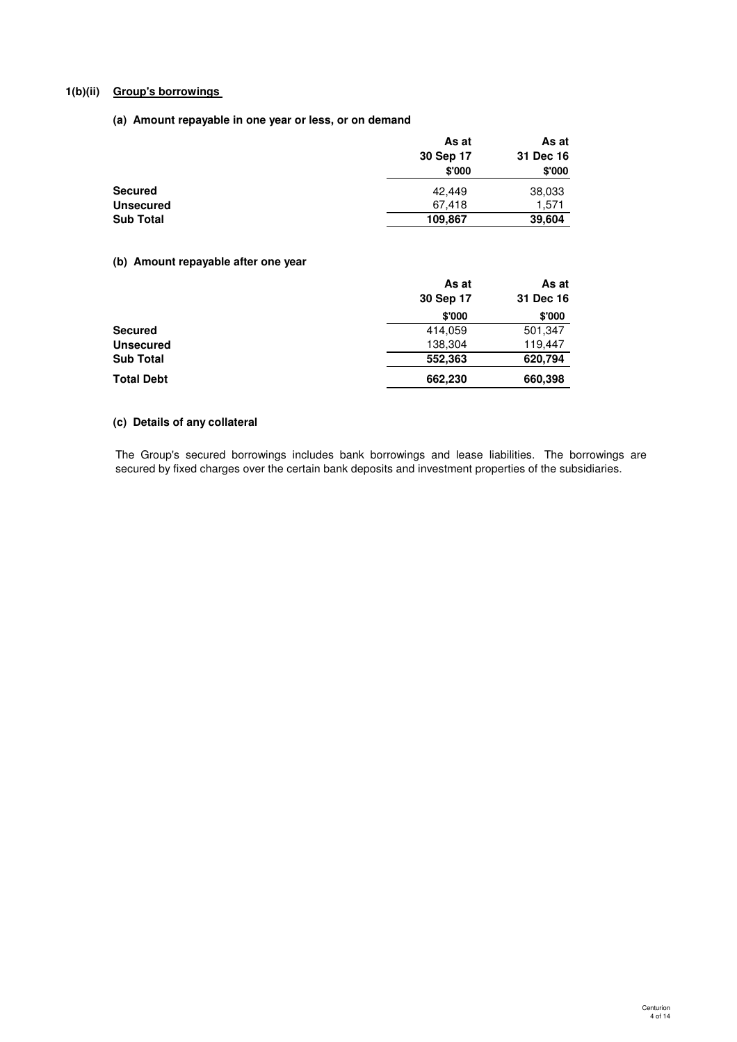## 1(b)(ii) Group's borrowings

### (a) Amount repayable in one year or less, or on demand

| | As at 30 Sep 17 | As at 31 Dec 16 |
|---|---|---|
| | $'000 | $'000 |
| **Secured** | 42,449 | 38,033 |
| **Unsecured** | 67,418 | 1,571 |
| **Sub Total** | **109,867** | **39,604** |

### (b) Amount repayable after one year

| | As at 30 Sep 17 | As at 31 Dec 16 |
|---|---|---|
| | $'000 | $'000 |
| **Secured** | 414,059 | 501,347 |
| **Unsecured** | 138,304 | 119,447 |
| **Sub Total** | **552,363** | **620,794** |
| **Total Debt** | **662,230** | **660,398** |

### (c) Details of any collateral

The Group's secured borrowings includes bank borrowings and lease liabilities. The borrowings are secured by fixed charges over the certain bank deposits and investment properties of the subsidiaries.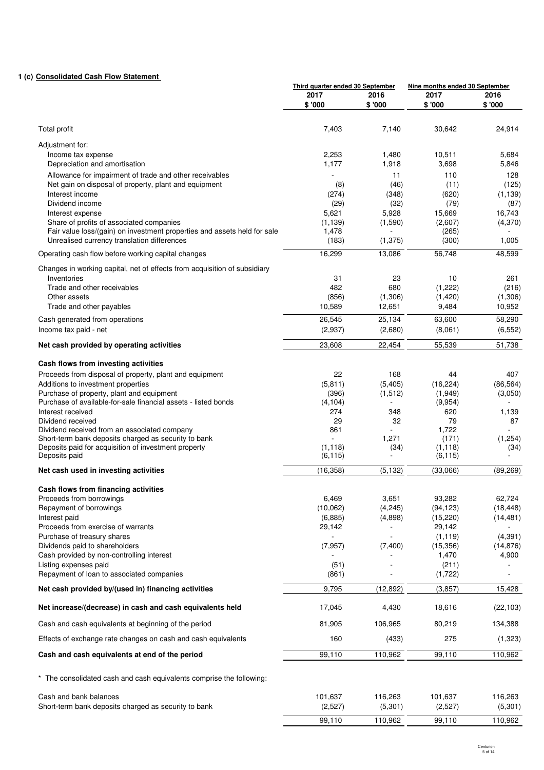## 1 (c) Consolidated Cash Flow Statement

| | Third quarter ended 30 September | | Nine months ended 30 September | |
|---|---|---|---|---|
| | 2017 | 2016 | 2017 | 2016 |
| | $ '000 | $ '000 | $ '000 | $ '000 |
| Total profit | 7,403 | 7,140 | 30,642 | 24,914 |
| Adjustment for: | | | | |
| Income tax expense | 2,253 | 1,480 | 10,511 | 5,684 |
| Depreciation and amortisation | 1,177 | 1,918 | 3,698 | 5,846 |
| Allowance for impairment of trade and other receivables | - | 11 | 110 | 128 |
| Net gain on disposal of property, plant and equipment | (8) | (46) | (11) | (125) |
| Interest income | (274) | (348) | (620) | (1,139) |
| Dividend income | (29) | (32) | (79) | (87) |
| Interest expense | 5,621 | 5,928 | 15,669 | 16,743 |
| Share of profits of associated companies | (1,139) | (1,590) | (2,607) | (4,370) |
| Fair value loss/(gain) on investment properties and assets held for sale | 1,478 | - | (265) | - |
| Unrealised currency translation differences | (183) | (1,375) | (300) | 1,005 |
| Operating cash flow before working capital changes | 16,299 | 13,086 | 56,748 | 48,599 |
| Changes in working capital, net of effects from acquisition of subsidiary | | | | |
| Inventories | 31 | 23 | 10 | 261 |
| Trade and other receivables | 482 | 680 | (1,222) | (216) |
| Other assets | (856) | (1,306) | (1,420) | (1,306) |
| Trade and other payables | 10,589 | 12,651 | 9,484 | 10,952 |
| Cash generated from operations | 26,545 | 25,134 | 63,600 | 58,290 |
| Income tax paid - net | (2,937) | (2,680) | (8,061) | (6,552) |
| **Net cash provided by operating activities** | 23,608 | 22,454 | 55,539 | 51,738 |
| **Cash flows from investing activities** | | | | |
| Proceeds from disposal of property, plant and equipment | 22 | 168 | 44 | 407 |
| Additions to investment properties | (5,811) | (5,405) | (16,224) | (86,564) |
| Purchase of property, plant and equipment | (396) | (1,512) | (1,949) | (3,050) |
| Purchase of available-for-sale financial assets - listed bonds | (4,104) | - | (9,954) | - |
| Interest received | 274 | 348 | 620 | 1,139 |
| Dividend received | 29 | 32 | 79 | 87 |
| Dividend received from an associated company | 861 | - | 1,722 | - |
| Short-term bank deposits charged as security to bank | - | 1,271 | (171) | (1,254) |
| Deposits paid for acquisition of investment property | (1,118) | (34) | (1,118) | (34) |
| Deposits paid | (6,115) | - | (6,115) | - |
| **Net cash used in investing activities** | (16,358) | (5,132) | (33,066) | (89,269) |
| **Cash flows from financing activities** | | | | |
| Proceeds from borrowings | 6,469 | 3,651 | 93,282 | 62,724 |
| Repayment of borrowings | (10,062) | (4,245) | (94,123) | (18,448) |
| Interest paid | (6,885) | (4,898) | (15,220) | (14,481) |
| Proceeds from exercise of warrants | 29,142 | - | 29,142 | - |
| Purchase of treasury shares | - | - | (1,119) | (4,391) |
| Dividends paid to shareholders | (7,957) | (7,400) | (15,356) | (14,876) |
| Cash provided by non-controlling interest | - | - | 1,470 | 4,900 |
| Listing expenses paid | (51) | - | (211) | - |
| Repayment of loan to associated companies | (861) | - | (1,722) | - |
| **Net cash provided by/(used in) financing activities** | 9,795 | (12,892) | (3,857) | 15,428 |
| **Net increase/(decrease) in cash and cash equivalents held** | 17,045 | 4,430 | 18,616 | (22,103) |
| Cash and cash equivalents at beginning of the period | 81,905 | 106,965 | 80,219 | 134,388 |
| Effects of exchange rate changes on cash and cash equivalents | 160 | (433) | 275 | (1,323) |
| **Cash and cash equivalents at end of the period** | 99,110 | 110,962 | 99,110 | 110,962 |

* The consolidated cash and cash equivalents comprise the following:

| | | | | |
|---|---|---|---|---|
| Cash and bank balances | 101,637 | 116,263 | 101,637 | 116,263 |
| Short-term bank deposits charged as security to bank | (2,527) | (5,301) | (2,527) | (5,301) |
| | 99,110 | 110,962 | 99,110 | 110,962 |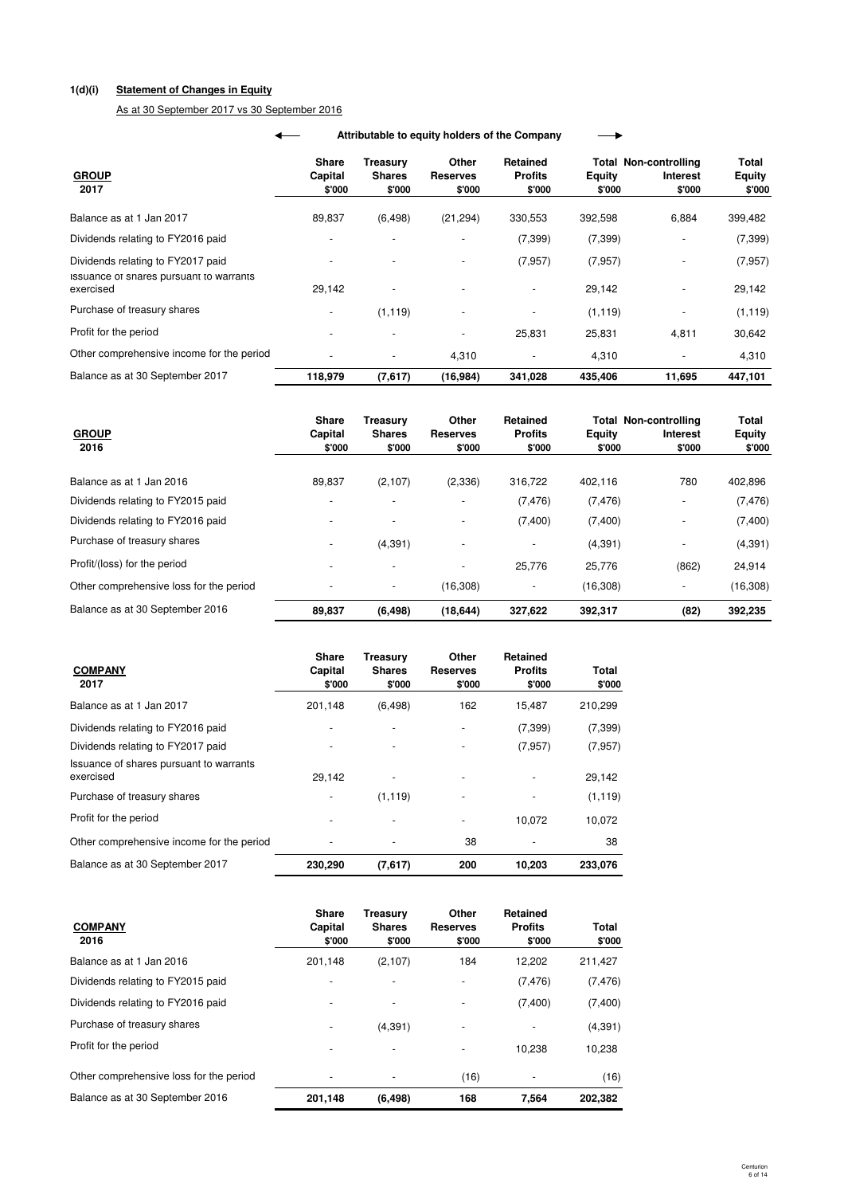**1(d)(i) Statement of Changes in Equity**

As at 30 September 2017 vs 30 September 2016

| GROUP 2017 | Share Capital $'000 | Treasury Shares $'000 | Other Reserves $'000 | Retained Profits $'000 | Total Equity $'000 | Non-controlling Interest $'000 | Total Equity $'000 |
|---|---|---|---|---|---|---|---|
| | ← Attributable to equity holders of the Company | | | | → | | |
| Balance as at 1 Jan 2017 | 89,837 | (6,498) | (21,294) | 330,553 | 392,598 | 6,884 | 399,482 |
| Dividends relating to FY2016 paid | - | - | - | (7,399) | (7,399) | - | (7,399) |
| Dividends relating to FY2017 paid | - | - | - | (7,957) | (7,957) | - | (7,957) |
| Issuance of shares pursuant to warrants exercised | 29,142 | - | - | - | 29,142 | - | 29,142 |
| Purchase of treasury shares | - | (1,119) | - | - | (1,119) | - | (1,119) |
| Profit for the period | - | - | - | 25,831 | 25,831 | 4,811 | 30,642 |
| Other comprehensive income for the period | - | - | 4,310 | - | 4,310 | - | 4,310 |
| Balance as at 30 September 2017 | **118,979** | **(7,617)** | **(16,984)** | **341,028** | **435,406** | **11,695** | **447,101** |

| GROUP 2016 | Share Capital $'000 | Treasury Shares $'000 | Other Reserves $'000 | Retained Profits $'000 | Total Equity $'000 | Non-controlling Interest $'000 | Total Equity $'000 |
|---|---|---|---|---|---|---|---|
| Balance as at 1 Jan 2016 | 89,837 | (2,107) | (2,336) | 316,722 | 402,116 | 780 | 402,896 |
| Dividends relating to FY2015 paid | - | - | - | (7,476) | (7,476) | - | (7,476) |
| Dividends relating to FY2016 paid | - | - | - | (7,400) | (7,400) | - | (7,400) |
| Purchase of treasury shares | - | (4,391) | - | - | (4,391) | - | (4,391) |
| Profit/(loss) for the period | - | - | - | 25,776 | 25,776 | (862) | 24,914 |
| Other comprehensive loss for the period | - | - | (16,308) | - | (16,308) | - | (16,308) |
| Balance as at 30 September 2016 | **89,837** | **(6,498)** | **(18,644)** | **327,622** | **392,317** | **(82)** | **392,235** |

| COMPANY 2017 | Share Capital $'000 | Treasury Shares $'000 | Other Reserves $'000 | Retained Profits $'000 | Total $'000 |
|---|---|---|---|---|---|
| Balance as at 1 Jan 2017 | 201,148 | (6,498) | 162 | 15,487 | 210,299 |
| Dividends relating to FY2016 paid | - | - | - | (7,399) | (7,399) |
| Dividends relating to FY2017 paid | - | - | - | (7,957) | (7,957) |
| Issuance of shares pursuant to warrants exercised | 29,142 | - | - | - | 29,142 |
| Purchase of treasury shares | - | (1,119) | - | - | (1,119) |
| Profit for the period | - | - | - | 10,072 | 10,072 |
| Other comprehensive income for the period | - | - | 38 | - | 38 |
| Balance as at 30 September 2017 | **230,290** | **(7,617)** | **200** | **10,203** | **233,076** |

| COMPANY 2016 | Share Capital $'000 | Treasury Shares $'000 | Other Reserves $'000 | Retained Profits $'000 | Total $'000 |
|---|---|---|---|---|---|
| Balance as at 1 Jan 2016 | 201,148 | (2,107) | 184 | 12,202 | 211,427 |
| Dividends relating to FY2015 paid | - | - | - | (7,476) | (7,476) |
| Dividends relating to FY2016 paid | - | - | - | (7,400) | (7,400) |
| Purchase of treasury shares | - | (4,391) | - | - | (4,391) |
| Profit for the period | - | - | - | 10,238 | 10,238 |
| Other comprehensive loss for the period | - | - | (16) | - | (16) |
| Balance as at 30 September 2016 | **201,148** | **(6,498)** | **168** | **7,564** | **202,382** |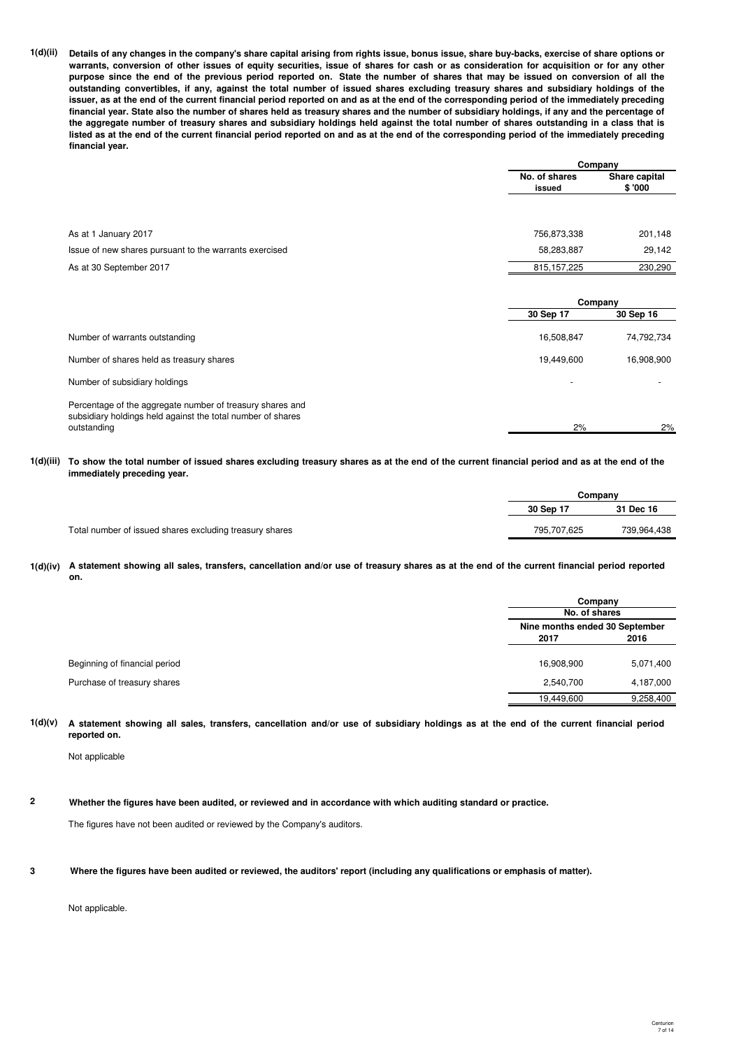**1(d)(ii) Details of any changes in the company's share capital arising from rights issue, bonus issue, share buy-backs, exercise of share options or warrants, conversion of other issues of equity securities, issue of shares for cash or as consideration for acquisition or for any other purpose since the end of the previous period reported on. State the number of shares that may be issued on conversion of all the outstanding convertibles, if any, against the total number of issued shares excluding treasury shares and subsidiary holdings of the issuer, as at the end of the current financial period reported on and as at the end of the corresponding period of the immediately preceding financial year. State also the number of shares held as treasury shares and the number of subsidiary holdings, if any and the percentage of the aggregate number of treasury shares and subsidiary holdings held against the total number of shares outstanding in a class that is listed as at the end of the current financial period reported on and as at the end of the corresponding period of the immediately preceding financial year.**

| | Company | |
|---|---|---|
| | No. of shares issued | Share capital $ '000 |
| As at 1 January 2017 | 756,873,338 | 201,148 |
| Issue of new shares pursuant to the warrants exercised | 58,283,887 | 29,142 |
| As at 30 September 2017 | 815,157,225 | 230,290 |

| | Company | |
|---|---|---|
| | 30 Sep 17 | 30 Sep 16 |
| Number of warrants outstanding | 16,508,847 | 74,792,734 |
| Number of shares held as treasury shares | 19,449,600 | 16,908,900 |
| Number of subsidiary holdings | - | - |
| Percentage of the aggregate number of treasury shares and subsidiary holdings held against the total number of shares outstanding | 2% | 2% |

**1(d)(iii) To show the total number of issued shares excluding treasury shares as at the end of the current financial period and as at the end of the immediately preceding year.**

| | Company | |
|---|---|---|
| | 30 Sep 17 | 31 Dec 16 |
| Total number of issued shares excluding treasury shares | 795,707,625 | 739,964,438 |

**1(d)(iv) A statement showing all sales, transfers, cancellation and/or use of treasury shares as at the end of the current financial period reported on.**

| | Company | |
|---|---|---|
| | No. of shares | |
| | Nine months ended 30 September | |
| | 2017 | 2016 |
| Beginning of financial period | 16,908,900 | 5,071,400 |
| Purchase of treasury shares | 2,540,700 | 4,187,000 |
| | 19,449,600 | 9,258,400 |

**1(d)(v) A statement showing all sales, transfers, cancellation and/or use of subsidiary holdings as at the end of the current financial period reported on.**

Not applicable

**2 Whether the figures have been audited, or reviewed and in accordance with which auditing standard or practice.**

The figures have not been audited or reviewed by the Company's auditors.

**3 Where the figures have been audited or reviewed, the auditors' report (including any qualifications or emphasis of matter).**

Not applicable.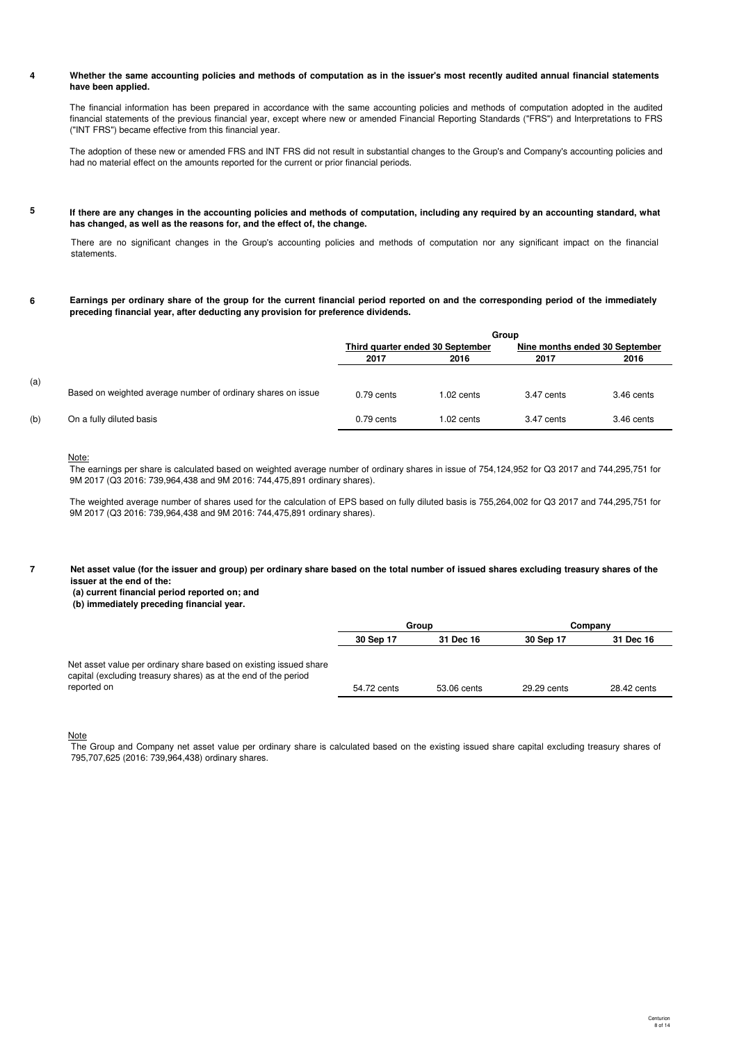**4 Whether the same accounting policies and methods of computation as in the issuer's most recently audited annual financial statements have been applied.**

The financial information has been prepared in accordance with the same accounting policies and methods of computation adopted in the audited financial statements of the previous financial year, except where new or amended Financial Reporting Standards ("FRS") and Interpretations to FRS ("INT FRS") became effective from this financial year.

The adoption of these new or amended FRS and INT FRS did not result in substantial changes to the Group's and Company's accounting policies and had no material effect on the amounts reported for the current or prior financial periods.

**5 If there are any changes in the accounting policies and methods of computation, including any required by an accounting standard, what has changed, as well as the reasons for, and the effect of, the change.**

There are no significant changes in the Group's accounting policies and methods of computation nor any significant impact on the financial statements.

**6 Earnings per ordinary share of the group for the current financial period reported on and the corresponding period of the immediately preceding financial year, after deducting any provision for preference dividends.**

| | | Group | | | |
|---|---|---|---|---|---|
| | | Third quarter ended 30 September | | Nine months ended 30 September | |
| | | 2017 | 2016 | 2017 | 2016 |
| (a) | Based on weighted average number of ordinary shares on issue | 0.79 cents | 1.02 cents | 3.47 cents | 3.46 cents |
| (b) | On a fully diluted basis | 0.79 cents | 1.02 cents | 3.47 cents | 3.46 cents |

Note:

The earnings per share is calculated based on weighted average number of ordinary shares in issue of 754,124,952 for Q3 2017 and 744,295,751 for 9M 2017 (Q3 2016: 739,964,438 and 9M 2016: 744,475,891 ordinary shares).

The weighted average number of shares used for the calculation of EPS based on fully diluted basis is 755,264,002 for Q3 2017 and 744,295,751 for 9M 2017 (Q3 2016: 739,964,438 and 9M 2016: 744,475,891 ordinary shares).

**7 Net asset value (for the issuer and group) per ordinary share based on the total number of issued shares excluding treasury shares of the issuer at the end of the:**
**(a) current financial period reported on; and**
**(b) immediately preceding financial year.**

| | Group | | Company | |
|---|---|---|---|---|
| | 30 Sep 17 | 31 Dec 16 | 30 Sep 17 | 31 Dec 16 |
| Net asset value per ordinary share based on existing issued share capital (excluding treasury shares) as at the end of the period reported on | 54.72 cents | 53.06 cents | 29.29 cents | 28.42 cents |

Note

The Group and Company net asset value per ordinary share is calculated based on the existing issued share capital excluding treasury shares of 795,707,625 (2016: 739,964,438) ordinary shares.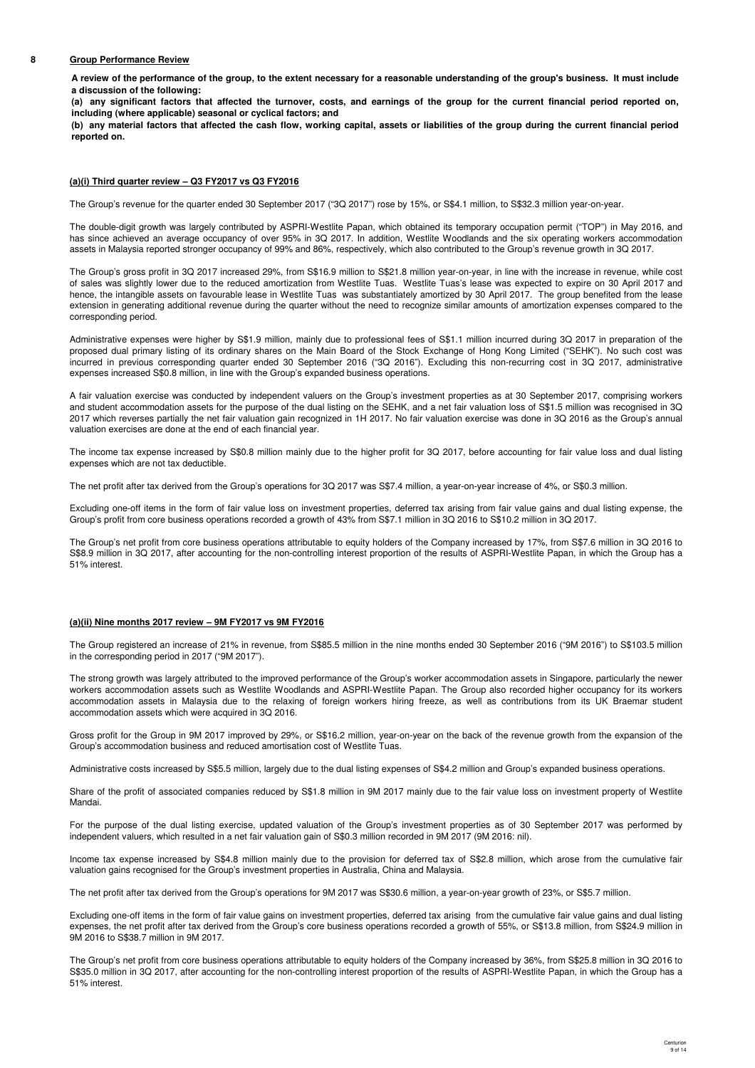## 8 Group Performance Review

**A review of the performance of the group, to the extent necessary for a reasonable understanding of the group's business. It must include a discussion of the following:**

**(a) any significant factors that affected the turnover, costs, and earnings of the group for the current financial period reported on, including (where applicable) seasonal or cyclical factors; and**

**(b) any material factors that affected the cash flow, working capital, assets or liabilities of the group during the current financial period reported on.**

### (a)(i) Third quarter review – Q3 FY2017 vs Q3 FY2016

The Group's revenue for the quarter ended 30 September 2017 ("3Q 2017") rose by 15%, or S$4.1 million, to S$32.3 million year-on-year.

The double-digit growth was largely contributed by ASPRI-Westlite Papan, which obtained its temporary occupation permit ("TOP") in May 2016, and has since achieved an average occupancy of over 95% in 3Q 2017. In addition, Westlite Woodlands and the six operating workers accommodation assets in Malaysia reported stronger occupancy of 99% and 86%, respectively, which also contributed to the Group's revenue growth in 3Q 2017.

The Group's gross profit in 3Q 2017 increased 29%, from S$16.9 million to S$21.8 million year-on-year, in line with the increase in revenue, while cost of sales was slightly lower due to the reduced amortization from Westlite Tuas. Westlite Tuas's lease was expected to expire on 30 April 2017 and hence, the intangible assets on favourable lease in Westlite Tuas was substantially amortized by 30 April 2017. The group benefited from the lease extension in generating additional revenue during the quarter without the need to recognize similar amounts of amortization expenses compared to the corresponding period.

Administrative expenses were higher by S$1.9 million, mainly due to professional fees of S$1.1 million incurred during 3Q 2017 in preparation of the proposed dual primary listing of its ordinary shares on the Main Board of the Stock Exchange of Hong Kong Limited ("SEHK"). No such cost was incurred in previous corresponding quarter ended 30 September 2016 ("3Q 2016"). Excluding this non-recurring cost in 3Q 2017, administrative expenses increased S$0.8 million, in line with the Group's expanded business operations.

A fair valuation exercise was conducted by independent valuers on the Group's investment properties as at 30 September 2017, comprising workers and student accommodation assets for the purpose of the dual listing on the SEHK, and a net fair valuation loss of S$1.5 million was recognised in 3Q 2017 which reverses partially the net fair valuation gain recognized in 1H 2017. No fair valuation exercise was done in 3Q 2016 as the Group's annual valuation exercises are done at the end of each financial year.

The income tax expense increased by S$0.8 million mainly due to the higher profit for 3Q 2017, before accounting for fair value loss and dual listing expenses which are not tax deductible.

The net profit after tax derived from the Group's operations for 3Q 2017 was S$7.4 million, a year-on-year increase of 4%, or S$0.3 million.

Excluding one-off items in the form of fair value loss on investment properties, deferred tax arising from fair value gains and dual listing expense, the Group's profit from core business operations recorded a growth of 43% from S$7.1 million in 3Q 2016 to S$10.2 million in 3Q 2017.

The Group's net profit from core business operations attributable to equity holders of the Company increased by 17%, from S$7.6 million in 3Q 2016 to S$8.9 million in 3Q 2017, after accounting for the non-controlling interest proportion of the results of ASPRI-Westlite Papan, in which the Group has a 51% interest.

### (a)(ii) Nine months 2017 review – 9M FY2017 vs 9M FY2016

The Group registered an increase of 21% in revenue, from S$85.5 million in the nine months ended 30 September 2016 ("9M 2016") to S$103.5 million in the corresponding period in 2017 ("9M 2017").

The strong growth was largely attributed to the improved performance of the Group's worker accommodation assets in Singapore, particularly the newer workers accommodation assets such as Westlite Woodlands and ASPRI-Westlite Papan. The Group also recorded higher occupancy for its workers accommodation assets in Malaysia due to the relaxing of foreign workers hiring freeze, as well as contributions from its UK Braemar student accommodation assets which were acquired in 3Q 2016.

Gross profit for the Group in 9M 2017 improved by 29%, or S$16.2 million, year-on-year on the back of the revenue growth from the expansion of the Group's accommodation business and reduced amortisation cost of Westlite Tuas.

Administrative costs increased by S$5.5 million, largely due to the dual listing expenses of S$4.2 million and Group's expanded business operations.

Share of the profit of associated companies reduced by S$1.8 million in 9M 2017 mainly due to the fair value loss on investment property of Westlite Mandai.

For the purpose of the dual listing exercise, updated valuation of the Group's investment properties as of 30 September 2017 was performed by independent valuers, which resulted in a net fair valuation gain of S$0.3 million recorded in 9M 2017 (9M 2016: nil).

Income tax expense increased by S$4.8 million mainly due to the provision for deferred tax of S$2.8 million, which arose from the cumulative fair valuation gains recognised for the Group's investment properties in Australia, China and Malaysia.

The net profit after tax derived from the Group's operations for 9M 2017 was S$30.6 million, a year-on-year growth of 23%, or S$5.7 million.

Excluding one-off items in the form of fair value gains on investment properties, deferred tax arising from the cumulative fair value gains and dual listing expenses, the net profit after tax derived from the Group's core business operations recorded a growth of 55%, or S$13.8 million, from S$24.9 million in 9M 2016 to S$38.7 million in 9M 2017.

The Group's net profit from core business operations attributable to equity holders of the Company increased by 36%, from S$25.8 million in 3Q 2016 to S$35.0 million in 3Q 2017, after accounting for the non-controlling interest proportion of the results of ASPRI-Westlite Papan, in which the Group has a 51% interest.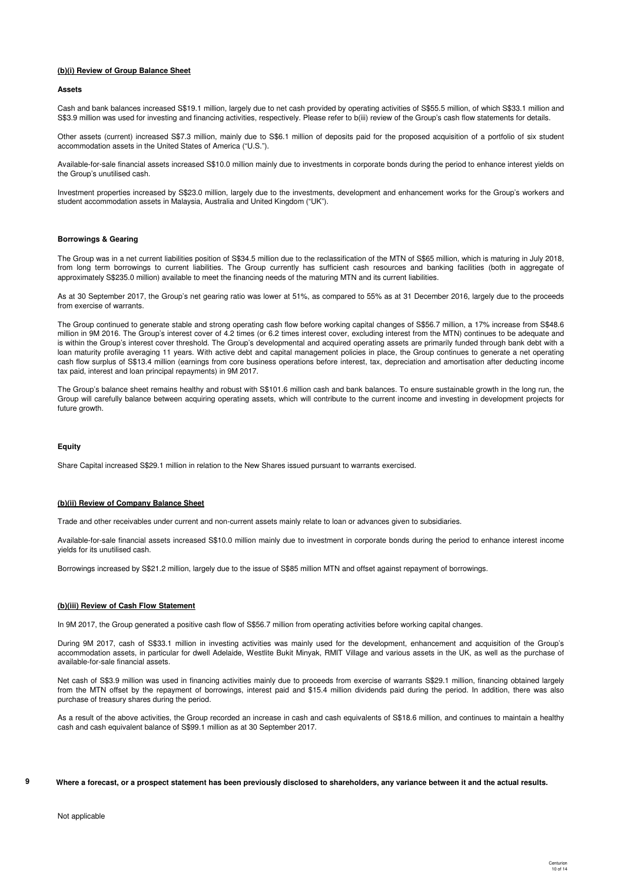**(b)(i) Review of Group Balance Sheet**

**Assets**

Cash and bank balances increased S$19.1 million, largely due to net cash provided by operating activities of S$55.5 million, of which S$33.1 million and S$3.9 million was used for investing and financing activities, respectively. Please refer to b(iii) review of the Group's cash flow statements for details.

Other assets (current) increased S$7.3 million, mainly due to S$6.1 million of deposits paid for the proposed acquisition of a portfolio of six student accommodation assets in the United States of America ("U.S.").

Available-for-sale financial assets increased S$10.0 million mainly due to investments in corporate bonds during the period to enhance interest yields on the Group's unutilised cash.

Investment properties increased by S$23.0 million, largely due to the investments, development and enhancement works for the Group's workers and student accommodation assets in Malaysia, Australia and United Kingdom ("UK").

**Borrowings & Gearing**

The Group was in a net current liabilities position of S$34.5 million due to the reclassification of the MTN of S$65 million, which is maturing in July 2018, from long term borrowings to current liabilities. The Group currently has sufficient cash resources and banking facilities (both in aggregate of approximately S$235.0 million) available to meet the financing needs of the maturing MTN and its current liabilities.

As at 30 September 2017, the Group's net gearing ratio was lower at 51%, as compared to 55% as at 31 December 2016, largely due to the proceeds from exercise of warrants.

The Group continued to generate stable and strong operating cash flow before working capital changes of S$56.7 million, a 17% increase from S$48.6 million in 9M 2016. The Group's interest cover of 4.2 times (or 6.2 times interest cover, excluding interest from the MTN) continues to be adequate and is within the Group's interest cover threshold. The Group's developmental and acquired operating assets are primarily funded through bank debt with a loan maturity profile averaging 11 years. With active debt and capital management policies in place, the Group continues to generate a net operating cash flow surplus of S$13.4 million (earnings from core business operations before interest, tax, depreciation and amortisation after deducting income tax paid, interest and loan principal repayments) in 9M 2017.

The Group's balance sheet remains healthy and robust with S$101.6 million cash and bank balances. To ensure sustainable growth in the long run, the Group will carefully balance between acquiring operating assets, which will contribute to the current income and investing in development projects for future growth.

**Equity**

Share Capital increased S$29.1 million in relation to the New Shares issued pursuant to warrants exercised.

**(b)(ii) Review of Company Balance Sheet**

Trade and other receivables under current and non-current assets mainly relate to loan or advances given to subsidiaries.

Available-for-sale financial assets increased S$10.0 million mainly due to investment in corporate bonds during the period to enhance interest income yields for its unutilised cash.

Borrowings increased by S$21.2 million, largely due to the issue of S$85 million MTN and offset against repayment of borrowings.

**(b)(iii) Review of Cash Flow Statement**

In 9M 2017, the Group generated a positive cash flow of S$56.7 million from operating activities before working capital changes.

During 9M 2017, cash of S$33.1 million in investing activities was mainly used for the development, enhancement and acquisition of the Group's accommodation assets, in particular for dwell Adelaide, Westlite Bukit Minyak, RMIT Village and various assets in the UK, as well as the purchase of available-for-sale financial assets.

Net cash of S$3.9 million was used in financing activities mainly due to proceeds from exercise of warrants S$29.1 million, financing obtained largely from the MTN offset by the repayment of borrowings, interest paid and $15.4 million dividends paid during the period. In addition, there was also purchase of treasury shares during the period.

As a result of the above activities, the Group recorded an increase in cash and cash equivalents of S$18.6 million, and continues to maintain a healthy cash and cash equivalent balance of S$99.1 million as at 30 September 2017.

**9 Where a forecast, or a prospect statement has been previously disclosed to shareholders, any variance between it and the actual results.**

Not applicable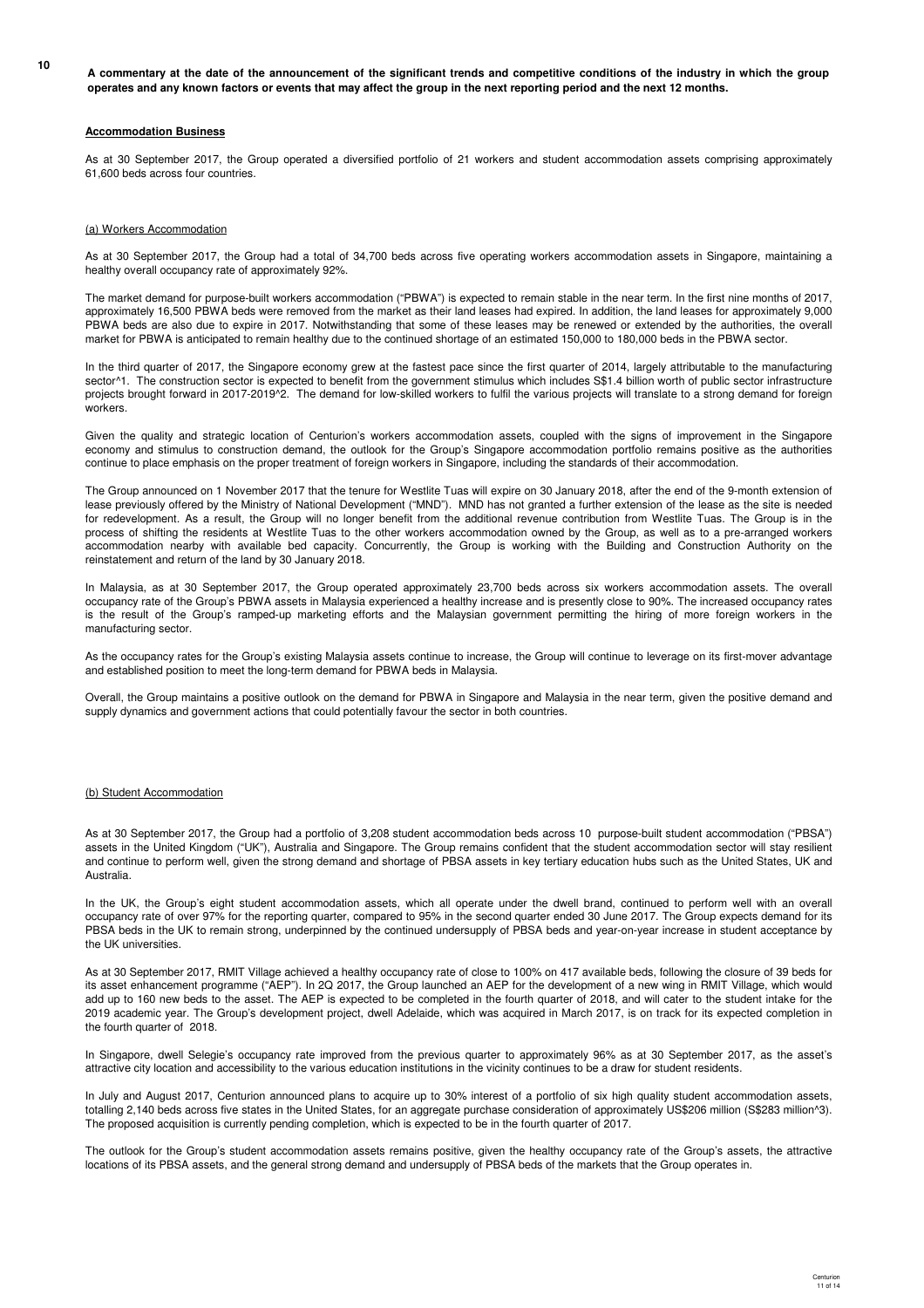**A commentary at the date of the announcement of the significant trends and competitive conditions of the industry in which the group operates and any known factors or events that may affect the group in the next reporting period and the next 12 months.**

**Accommodation Business**

As at 30 September 2017, the Group operated a diversified portfolio of 21 workers and student accommodation assets comprising approximately 61,600 beds across four countries.

(a) Workers Accommodation

As at 30 September 2017, the Group had a total of 34,700 beds across five operating workers accommodation assets in Singapore, maintaining a healthy overall occupancy rate of approximately 92%.

The market demand for purpose-built workers accommodation ("PBWA") is expected to remain stable in the near term. In the first nine months of 2017, approximately 16,500 PBWA beds were removed from the market as their land leases had expired. In addition, the land leases for approximately 9,000 PBWA beds are also due to expire in 2017. Notwithstanding that some of these leases may be renewed or extended by the authorities, the overall market for PBWA is anticipated to remain healthy due to the continued shortage of an estimated 150,000 to 180,000 beds in the PBWA sector.

In the third quarter of 2017, the Singapore economy grew at the fastest pace since the first quarter of 2014, largely attributable to the manufacturing sector^1. The construction sector is expected to benefit from the government stimulus which includes S$1.4 billion worth of public sector infrastructure projects brought forward in 2017-2019^2. The demand for low-skilled workers to fulfil the various projects will translate to a strong demand for foreign workers.

Given the quality and strategic location of Centurion's workers accommodation assets, coupled with the signs of improvement in the Singapore economy and stimulus to construction demand, the outlook for the Group's Singapore accommodation portfolio remains positive as the authorities continue to place emphasis on the proper treatment of foreign workers in Singapore, including the standards of their accommodation.

The Group announced on 1 November 2017 that the tenure for Westlite Tuas will expire on 30 January 2018, after the end of the 9-month extension of lease previously offered by the Ministry of National Development ("MND"). MND has not granted a further extension of the lease as the site is needed for redevelopment. As a result, the Group will no longer benefit from the additional revenue contribution from Westlite Tuas. The Group is in the process of shifting the residents at Westlite Tuas to the other workers accommodation owned by the Group, as well as to a pre-arranged workers accommodation nearby with available bed capacity. Concurrently, the Group is working with the Building and Construction Authority on the reinstatement and return of the land by 30 January 2018.

In Malaysia, as at 30 September 2017, the Group operated approximately 23,700 beds across six workers accommodation assets. The overall occupancy rate of the Group's PBWA assets in Malaysia experienced a healthy increase and is presently close to 90%. The increased occupancy rates is the result of the Group's ramped-up marketing efforts and the Malaysian government permitting the hiring of more foreign workers in the manufacturing sector.

As the occupancy rates for the Group's existing Malaysia assets continue to increase, the Group will continue to leverage on its first-mover advantage and established position to meet the long-term demand for PBWA beds in Malaysia.

Overall, the Group maintains a positive outlook on the demand for PBWA in Singapore and Malaysia in the near term, given the positive demand and supply dynamics and government actions that could potentially favour the sector in both countries.

(b) Student Accommodation

As at 30 September 2017, the Group had a portfolio of 3,208 student accommodation beds across 10 purpose-built student accommodation ("PBSA") assets in the United Kingdom ("UK"), Australia and Singapore. The Group remains confident that the student accommodation sector will stay resilient and continue to perform well, given the strong demand and shortage of PBSA assets in key tertiary education hubs such as the United States, UK and Australia.

In the UK, the Group's eight student accommodation assets, which all operate under the dwell brand, continued to perform well with an overall occupancy rate of over 97% for the reporting quarter, compared to 95% in the second quarter ended 30 June 2017. The Group expects demand for its PBSA beds in the UK to remain strong, underpinned by the continued undersupply of PBSA beds and year-on-year increase in student acceptance by the UK universities.

As at 30 September 2017, RMIT Village achieved a healthy occupancy rate of close to 100% on 417 available beds, following the closure of 39 beds for its asset enhancement programme ("AEP"). In 2Q 2017, the Group launched an AEP for the development of a new wing in RMIT Village, which would add up to 160 new beds to the asset. The AEP is expected to be completed in the fourth quarter of 2018, and will cater to the student intake for the 2019 academic year. The Group's development project, dwell Adelaide, which was acquired in March 2017, is on track for its expected completion in the fourth quarter of 2018.

In Singapore, dwell Selegie's occupancy rate improved from the previous quarter to approximately 96% as at 30 September 2017, as the asset's attractive city location and accessibility to the various education institutions in the vicinity continues to be a draw for student residents.

In July and August 2017, Centurion announced plans to acquire up to 30% interest of a portfolio of six high quality student accommodation assets, totalling 2,140 beds across five states in the United States, for an aggregate purchase consideration of approximately US$206 million (S$283 million^3). The proposed acquisition is currently pending completion, which is expected to be in the fourth quarter of 2017.

The outlook for the Group's student accommodation assets remains positive, given the healthy occupancy rate of the Group's assets, the attractive locations of its PBSA assets, and the general strong demand and undersupply of PBSA beds of the markets that the Group operates in.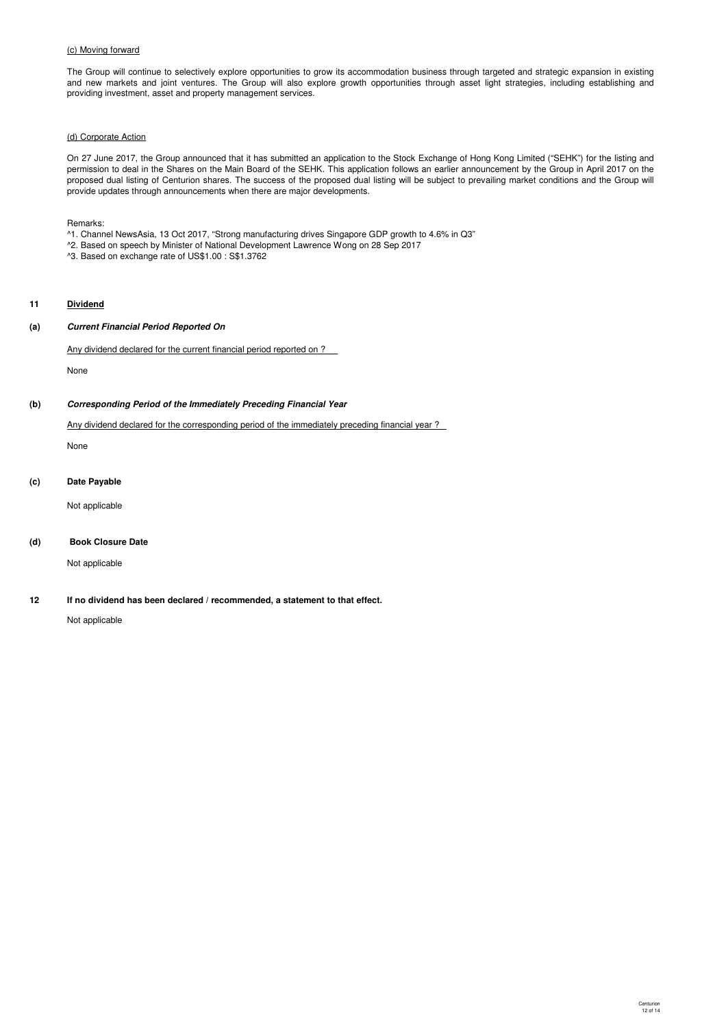(c) Moving forward

The Group will continue to selectively explore opportunities to grow its accommodation business through targeted and strategic expansion in existing and new markets and joint ventures. The Group will also explore growth opportunities through asset light strategies, including establishing and providing investment, asset and property management services.

(d) Corporate Action

On 27 June 2017, the Group announced that it has submitted an application to the Stock Exchange of Hong Kong Limited ("SEHK") for the listing and permission to deal in the Shares on the Main Board of the SEHK. This application follows an earlier announcement by the Group in April 2017 on the proposed dual listing of Centurion shares. The success of the proposed dual listing will be subject to prevailing market conditions and the Group will provide updates through announcements when there are major developments.

Remarks:

^1. Channel NewsAsia, 13 Oct 2017, "Strong manufacturing drives Singapore GDP growth to 4.6% in Q3"

^2. Based on speech by Minister of National Development Lawrence Wong on 28 Sep 2017

^3. Based on exchange rate of US$1.00 : S$1.3762

## 11 Dividend

### (a) *Current Financial Period Reported On*

Any dividend declared for the current financial period reported on ?

None

### (b) *Corresponding Period of the Immediately Preceding Financial Year*

Any dividend declared for the corresponding period of the immediately preceding financial year ?

None

### (c) Date Payable

Not applicable

### (d) Book Closure Date

Not applicable

## 12 If no dividend has been declared / recommended, a statement to that effect.

Not applicable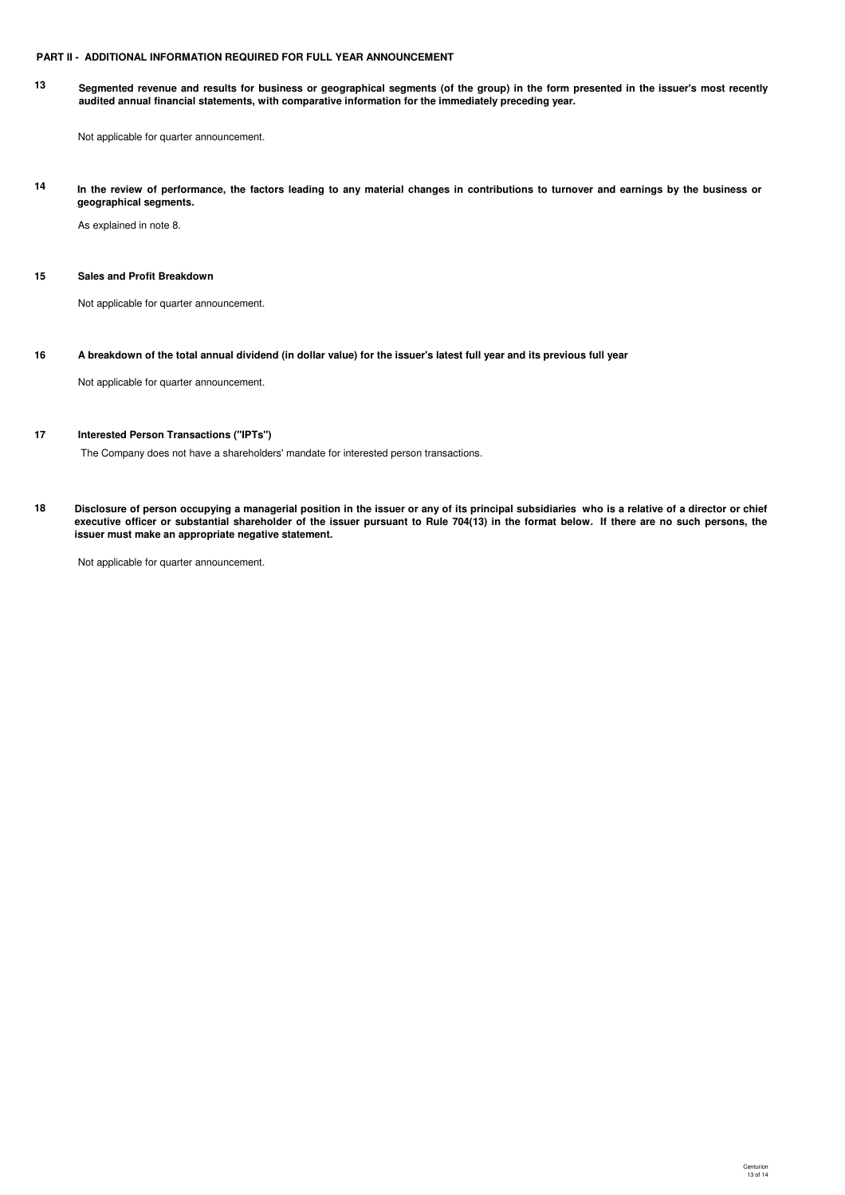## PART II - ADDITIONAL INFORMATION REQUIRED FOR FULL YEAR ANNOUNCEMENT

**13 Segmented revenue and results for business or geographical segments (of the group) in the form presented in the issuer's most recently audited annual financial statements, with comparative information for the immediately preceding year.**

Not applicable for quarter announcement.

**14 In the review of performance, the factors leading to any material changes in contributions to turnover and earnings by the business or geographical segments.**

As explained in note 8.

**15 Sales and Profit Breakdown**

Not applicable for quarter announcement.

**16 A breakdown of the total annual dividend (in dollar value) for the issuer's latest full year and its previous full year**

Not applicable for quarter announcement.

**17 Interested Person Transactions ("IPTs")**

The Company does not have a shareholders' mandate for interested person transactions.

**18 Disclosure of person occupying a managerial position in the issuer or any of its principal subsidiaries who is a relative of a director or chief executive officer or substantial shareholder of the issuer pursuant to Rule 704(13) in the format below. If there are no such persons, the issuer must make an appropriate negative statement.**

Not applicable for quarter announcement.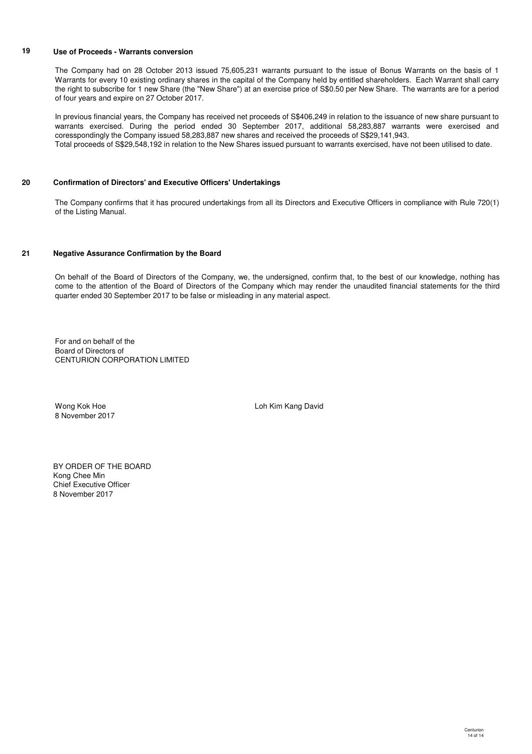## 19 Use of Proceeds - Warrants conversion

The Company had on 28 October 2013 issued 75,605,231 warrants pursuant to the issue of Bonus Warrants on the basis of 1 Warrants for every 10 existing ordinary shares in the capital of the Company held by entitled shareholders. Each Warrant shall carry the right to subscribe for 1 new Share (the "New Share") at an exercise price of S$0.50 per New Share. The warrants are for a period of four years and expire on 27 October 2017.

In previous financial years, the Company has received net proceeds of S$406,249 in relation to the issuance of new share pursuant to warrants exercised. During the period ended 30 September 2017, additional 58,283,887 warrants were exercised and coresspondingly the Company issued 58,283,887 new shares and received the proceeds of S$29,141,943.
Total proceeds of S$29,548,192 in relation to the New Shares issued pursuant to warrants exercised, have not been utilised to date.

## 20 Confirmation of Directors' and Executive Officers' Undertakings

The Company confirms that it has procured undertakings from all its Directors and Executive Officers in compliance with Rule 720(1) of the Listing Manual.

## 21 Negative Assurance Confirmation by the Board

On behalf of the Board of Directors of the Company, we, the undersigned, confirm that, to the best of our knowledge, nothing has come to the attention of the Board of Directors of the Company which may render the unaudited financial statements for the third quarter ended 30 September 2017 to be false or misleading in any material aspect.

For and on behalf of the
Board of Directors of
CENTURION CORPORATION LIMITED

Wong Kok Hoe
8 November 2017

Loh Kim Kang David

BY ORDER OF THE BOARD
Kong Chee Min
Chief Executive Officer
8 November 2017